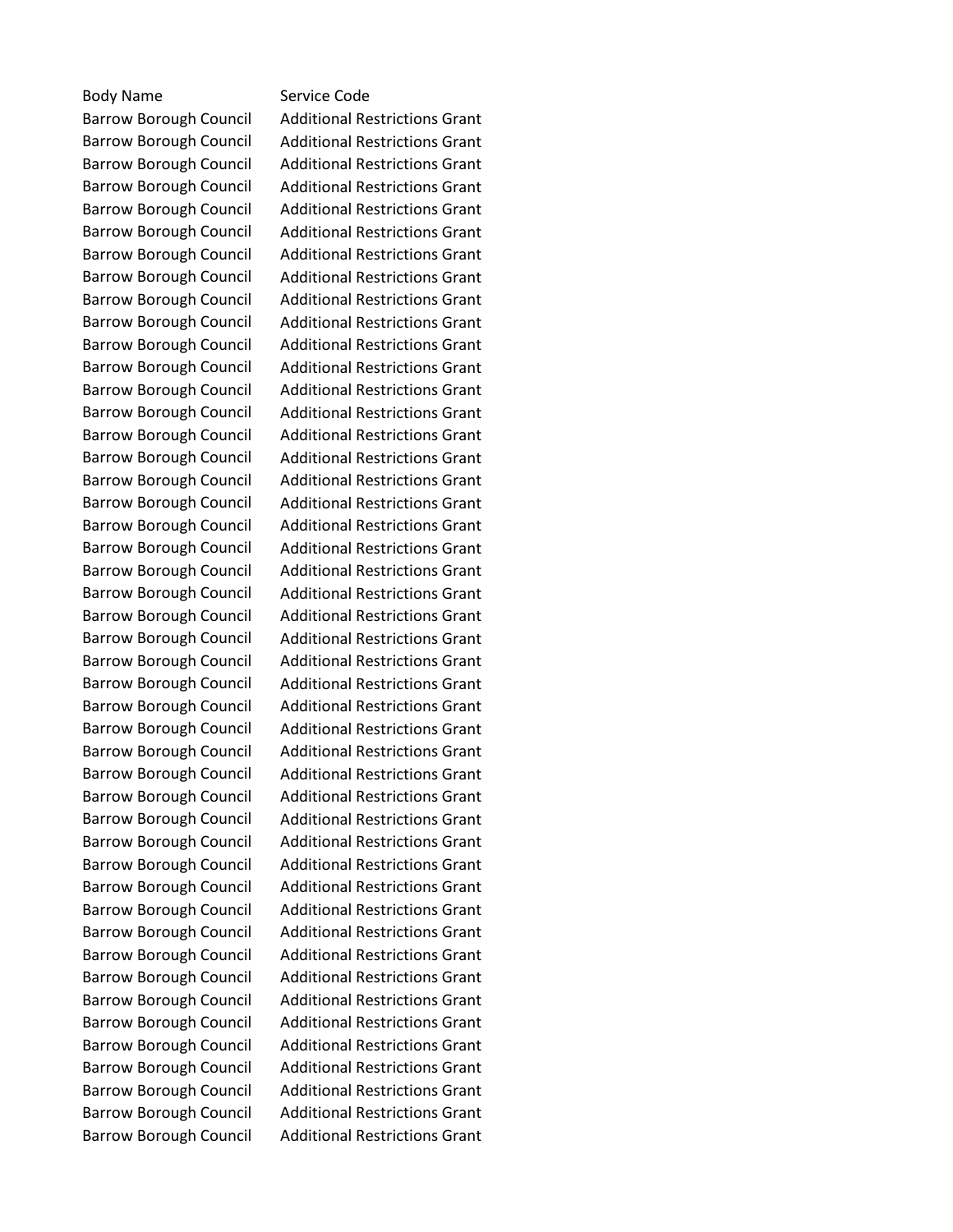| Body Name | Service Code |
|---|---|
| Barrow Borough Council | Additional Restrictions Grant |
| Barrow Borough Council | Additional Restrictions Grant |
| Barrow Borough Council | Additional Restrictions Grant |
| Barrow Borough Council | Additional Restrictions Grant |
| Barrow Borough Council | Additional Restrictions Grant |
| Barrow Borough Council | Additional Restrictions Grant |
| Barrow Borough Council | Additional Restrictions Grant |
| Barrow Borough Council | Additional Restrictions Grant |
| Barrow Borough Council | Additional Restrictions Grant |
| Barrow Borough Council | Additional Restrictions Grant |
| Barrow Borough Council | Additional Restrictions Grant |
| Barrow Borough Council | Additional Restrictions Grant |
| Barrow Borough Council | Additional Restrictions Grant |
| Barrow Borough Council | Additional Restrictions Grant |
| Barrow Borough Council | Additional Restrictions Grant |
| Barrow Borough Council | Additional Restrictions Grant |
| Barrow Borough Council | Additional Restrictions Grant |
| Barrow Borough Council | Additional Restrictions Grant |
| Barrow Borough Council | Additional Restrictions Grant |
| Barrow Borough Council | Additional Restrictions Grant |
| Barrow Borough Council | Additional Restrictions Grant |
| Barrow Borough Council | Additional Restrictions Grant |
| Barrow Borough Council | Additional Restrictions Grant |
| Barrow Borough Council | Additional Restrictions Grant |
| Barrow Borough Council | Additional Restrictions Grant |
| Barrow Borough Council | Additional Restrictions Grant |
| Barrow Borough Council | Additional Restrictions Grant |
| Barrow Borough Council | Additional Restrictions Grant |
| Barrow Borough Council | Additional Restrictions Grant |
| Barrow Borough Council | Additional Restrictions Grant |
| Barrow Borough Council | Additional Restrictions Grant |
| Barrow Borough Council | Additional Restrictions Grant |
| Barrow Borough Council | Additional Restrictions Grant |
| Barrow Borough Council | Additional Restrictions Grant |
| Barrow Borough Council | Additional Restrictions Grant |
| Barrow Borough Council | Additional Restrictions Grant |
| Barrow Borough Council | Additional Restrictions Grant |
| Barrow Borough Council | Additional Restrictions Grant |
| Barrow Borough Council | Additional Restrictions Grant |
| Barrow Borough Council | Additional Restrictions Grant |
| Barrow Borough Council | Additional Restrictions Grant |
| Barrow Borough Council | Additional Restrictions Grant |
| Barrow Borough Council | Additional Restrictions Grant |
| Barrow Borough Council | Additional Restrictions Grant |
| Barrow Borough Council | Additional Restrictions Grant |
| Barrow Borough Council | Additional Restrictions Grant |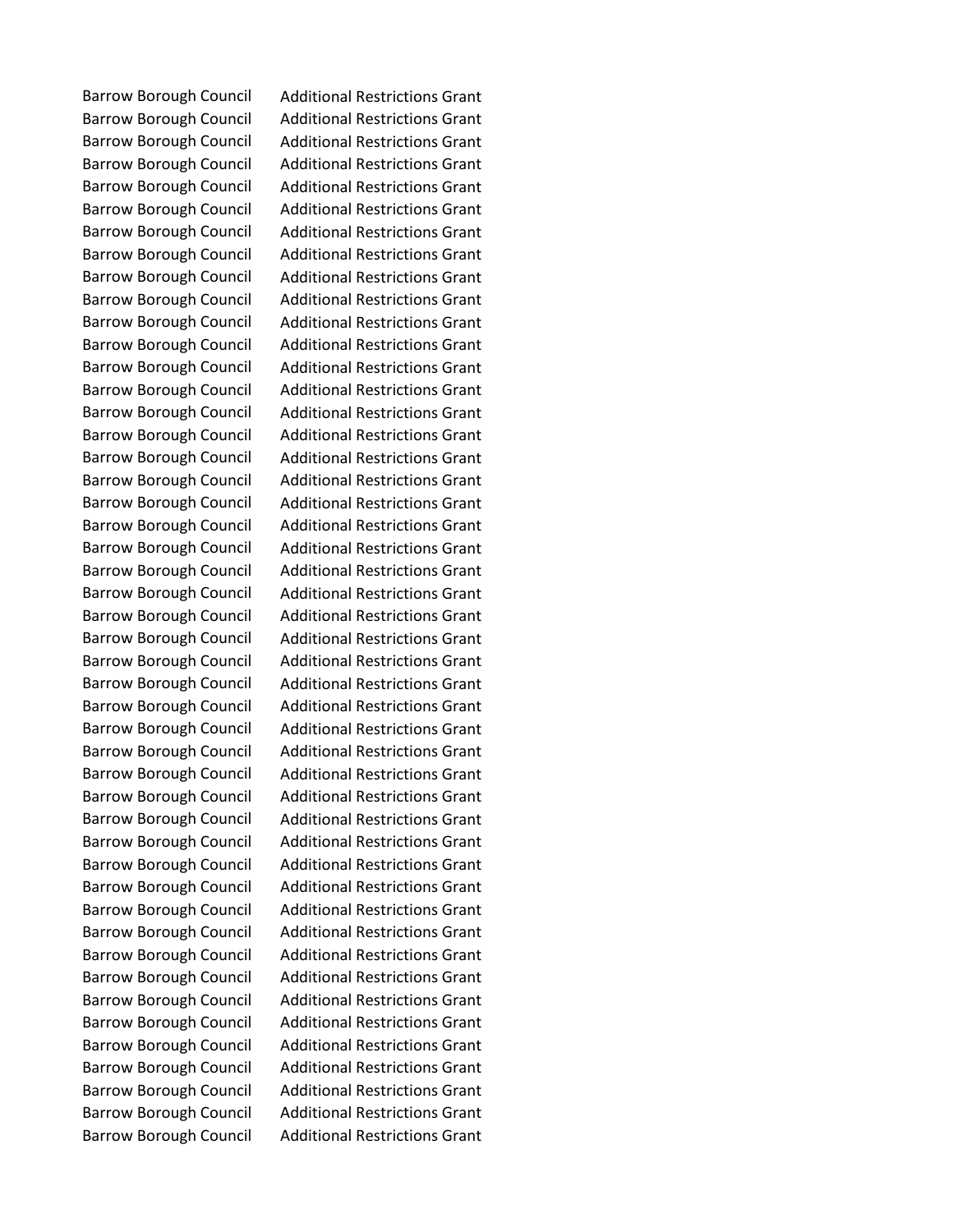| | |
|---|---|
| Barrow Borough Council | Additional Restrictions Grant |
| Barrow Borough Council | Additional Restrictions Grant |
| Barrow Borough Council | Additional Restrictions Grant |
| Barrow Borough Council | Additional Restrictions Grant |
| Barrow Borough Council | Additional Restrictions Grant |
| Barrow Borough Council | Additional Restrictions Grant |
| Barrow Borough Council | Additional Restrictions Grant |
| Barrow Borough Council | Additional Restrictions Grant |
| Barrow Borough Council | Additional Restrictions Grant |
| Barrow Borough Council | Additional Restrictions Grant |
| Barrow Borough Council | Additional Restrictions Grant |
| Barrow Borough Council | Additional Restrictions Grant |
| Barrow Borough Council | Additional Restrictions Grant |
| Barrow Borough Council | Additional Restrictions Grant |
| Barrow Borough Council | Additional Restrictions Grant |
| Barrow Borough Council | Additional Restrictions Grant |
| Barrow Borough Council | Additional Restrictions Grant |
| Barrow Borough Council | Additional Restrictions Grant |
| Barrow Borough Council | Additional Restrictions Grant |
| Barrow Borough Council | Additional Restrictions Grant |
| Barrow Borough Council | Additional Restrictions Grant |
| Barrow Borough Council | Additional Restrictions Grant |
| Barrow Borough Council | Additional Restrictions Grant |
| Barrow Borough Council | Additional Restrictions Grant |
| Barrow Borough Council | Additional Restrictions Grant |
| Barrow Borough Council | Additional Restrictions Grant |
| Barrow Borough Council | Additional Restrictions Grant |
| Barrow Borough Council | Additional Restrictions Grant |
| Barrow Borough Council | Additional Restrictions Grant |
| Barrow Borough Council | Additional Restrictions Grant |
| Barrow Borough Council | Additional Restrictions Grant |
| Barrow Borough Council | Additional Restrictions Grant |
| Barrow Borough Council | Additional Restrictions Grant |
| Barrow Borough Council | Additional Restrictions Grant |
| Barrow Borough Council | Additional Restrictions Grant |
| Barrow Borough Council | Additional Restrictions Grant |
| Barrow Borough Council | Additional Restrictions Grant |
| Barrow Borough Council | Additional Restrictions Grant |
| Barrow Borough Council | Additional Restrictions Grant |
| Barrow Borough Council | Additional Restrictions Grant |
| Barrow Borough Council | Additional Restrictions Grant |
| Barrow Borough Council | Additional Restrictions Grant |
| Barrow Borough Council | Additional Restrictions Grant |
| Barrow Borough Council | Additional Restrictions Grant |
| Barrow Borough Council | Additional Restrictions Grant |
| Barrow Borough Council | Additional Restrictions Grant |
| Barrow Borough Council | Additional Restrictions Grant |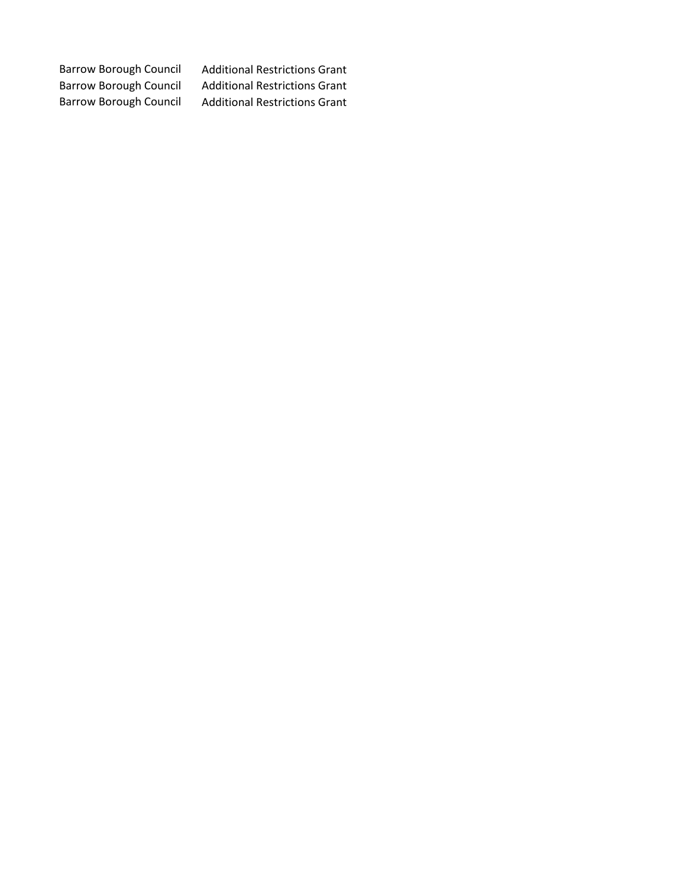| | |
|---|---|
| Barrow Borough Council | Additional Restrictions Grant |
| Barrow Borough Council | Additional Restrictions Grant |
| Barrow Borough Council | Additional Restrictions Grant |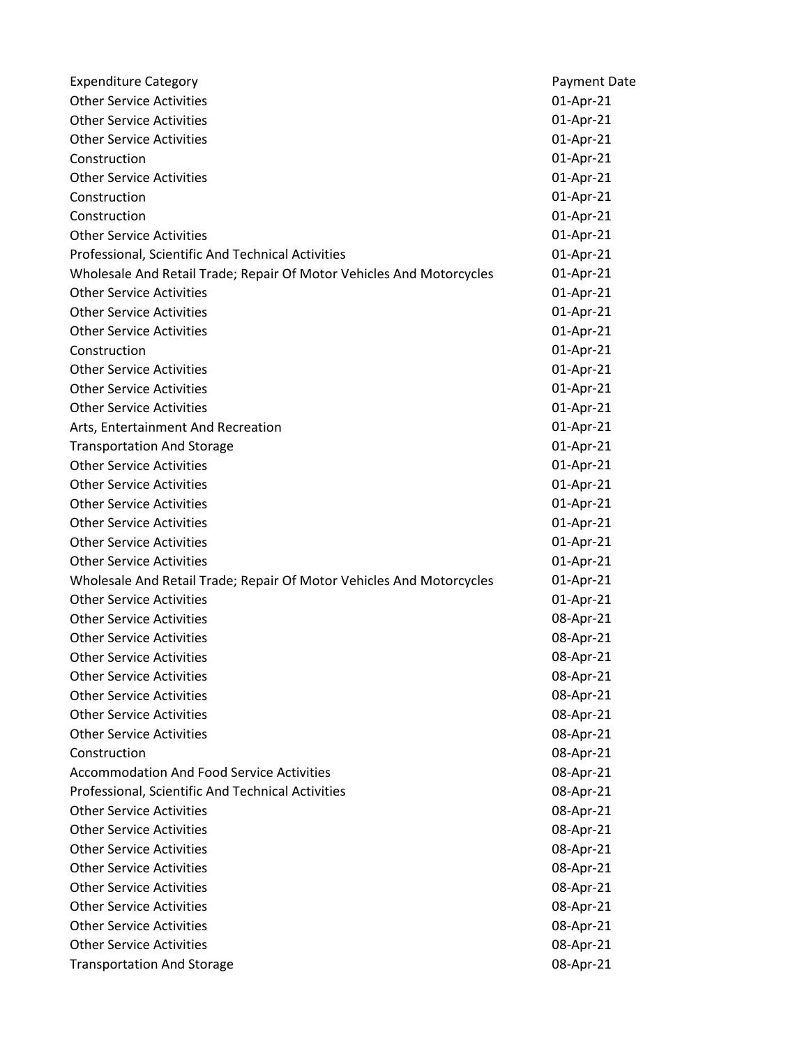| Expenditure Category | Payment Date |
|---|---|
| Other Service Activities | 01-Apr-21 |
| Other Service Activities | 01-Apr-21 |
| Other Service Activities | 01-Apr-21 |
| Construction | 01-Apr-21 |
| Other Service Activities | 01-Apr-21 |
| Construction | 01-Apr-21 |
| Construction | 01-Apr-21 |
| Other Service Activities | 01-Apr-21 |
| Professional, Scientific And Technical Activities | 01-Apr-21 |
| Wholesale And Retail Trade; Repair Of Motor Vehicles And Motorcycles | 01-Apr-21 |
| Other Service Activities | 01-Apr-21 |
| Other Service Activities | 01-Apr-21 |
| Other Service Activities | 01-Apr-21 |
| Construction | 01-Apr-21 |
| Other Service Activities | 01-Apr-21 |
| Other Service Activities | 01-Apr-21 |
| Other Service Activities | 01-Apr-21 |
| Arts, Entertainment And Recreation | 01-Apr-21 |
| Transportation And Storage | 01-Apr-21 |
| Other Service Activities | 01-Apr-21 |
| Other Service Activities | 01-Apr-21 |
| Other Service Activities | 01-Apr-21 |
| Other Service Activities | 01-Apr-21 |
| Other Service Activities | 01-Apr-21 |
| Other Service Activities | 01-Apr-21 |
| Wholesale And Retail Trade; Repair Of Motor Vehicles And Motorcycles | 01-Apr-21 |
| Other Service Activities | 01-Apr-21 |
| Other Service Activities | 08-Apr-21 |
| Other Service Activities | 08-Apr-21 |
| Other Service Activities | 08-Apr-21 |
| Other Service Activities | 08-Apr-21 |
| Other Service Activities | 08-Apr-21 |
| Other Service Activities | 08-Apr-21 |
| Other Service Activities | 08-Apr-21 |
| Construction | 08-Apr-21 |
| Accommodation And Food Service Activities | 08-Apr-21 |
| Professional, Scientific And Technical Activities | 08-Apr-21 |
| Other Service Activities | 08-Apr-21 |
| Other Service Activities | 08-Apr-21 |
| Other Service Activities | 08-Apr-21 |
| Other Service Activities | 08-Apr-21 |
| Other Service Activities | 08-Apr-21 |
| Other Service Activities | 08-Apr-21 |
| Other Service Activities | 08-Apr-21 |
| Other Service Activities | 08-Apr-21 |
| Transportation And Storage | 08-Apr-21 |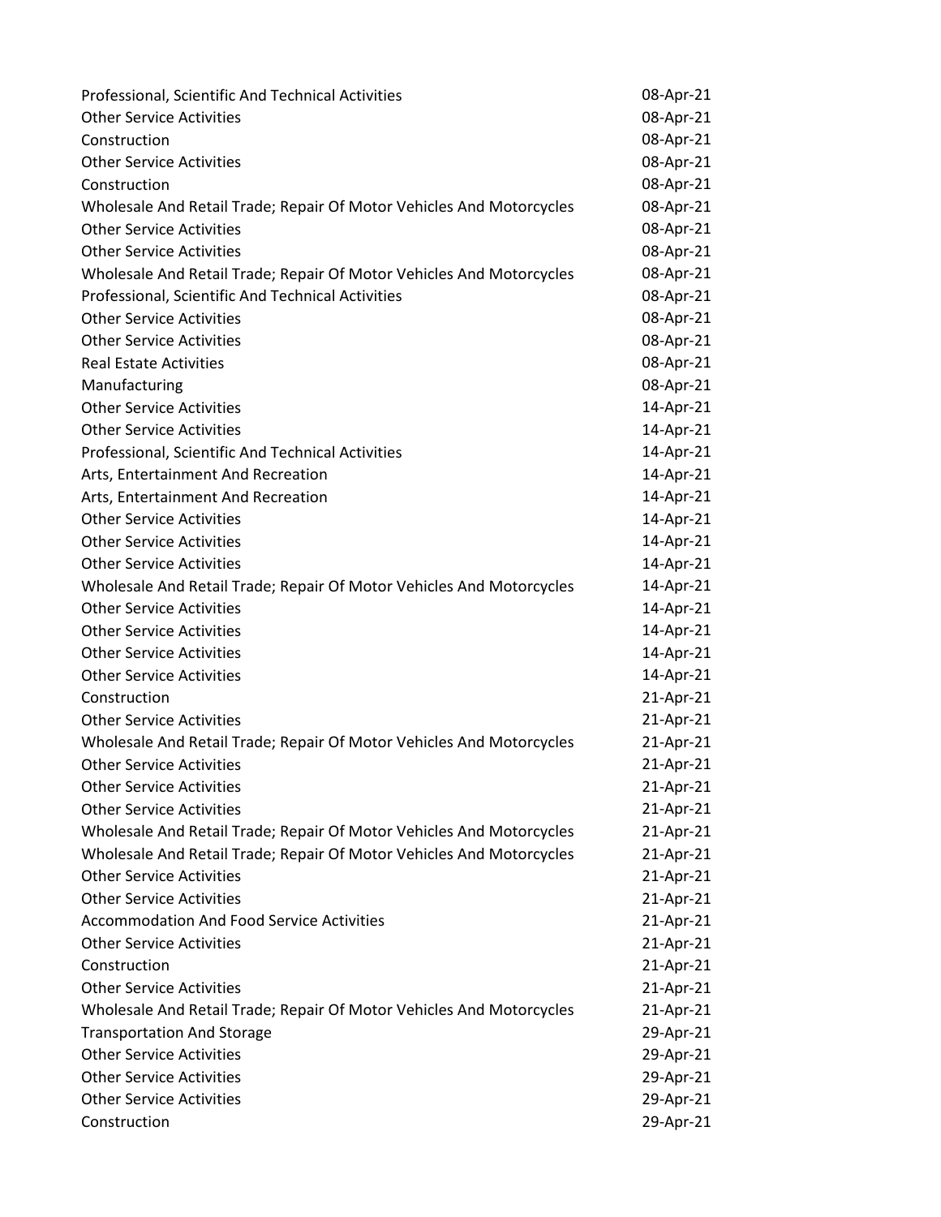| | |
|---|---|
| Professional, Scientific And Technical Activities | 08-Apr-21 |
| Other Service Activities | 08-Apr-21 |
| Construction | 08-Apr-21 |
| Other Service Activities | 08-Apr-21 |
| Construction | 08-Apr-21 |
| Wholesale And Retail Trade; Repair Of Motor Vehicles And Motorcycles | 08-Apr-21 |
| Other Service Activities | 08-Apr-21 |
| Other Service Activities | 08-Apr-21 |
| Wholesale And Retail Trade; Repair Of Motor Vehicles And Motorcycles | 08-Apr-21 |
| Professional, Scientific And Technical Activities | 08-Apr-21 |
| Other Service Activities | 08-Apr-21 |
| Other Service Activities | 08-Apr-21 |
| Real Estate Activities | 08-Apr-21 |
| Manufacturing | 08-Apr-21 |
| Other Service Activities | 14-Apr-21 |
| Other Service Activities | 14-Apr-21 |
| Professional, Scientific And Technical Activities | 14-Apr-21 |
| Arts, Entertainment And Recreation | 14-Apr-21 |
| Arts, Entertainment And Recreation | 14-Apr-21 |
| Other Service Activities | 14-Apr-21 |
| Other Service Activities | 14-Apr-21 |
| Other Service Activities | 14-Apr-21 |
| Wholesale And Retail Trade; Repair Of Motor Vehicles And Motorcycles | 14-Apr-21 |
| Other Service Activities | 14-Apr-21 |
| Other Service Activities | 14-Apr-21 |
| Other Service Activities | 14-Apr-21 |
| Other Service Activities | 14-Apr-21 |
| Construction | 21-Apr-21 |
| Other Service Activities | 21-Apr-21 |
| Wholesale And Retail Trade; Repair Of Motor Vehicles And Motorcycles | 21-Apr-21 |
| Other Service Activities | 21-Apr-21 |
| Other Service Activities | 21-Apr-21 |
| Other Service Activities | 21-Apr-21 |
| Wholesale And Retail Trade; Repair Of Motor Vehicles And Motorcycles | 21-Apr-21 |
| Wholesale And Retail Trade; Repair Of Motor Vehicles And Motorcycles | 21-Apr-21 |
| Other Service Activities | 21-Apr-21 |
| Other Service Activities | 21-Apr-21 |
| Accommodation And Food Service Activities | 21-Apr-21 |
| Other Service Activities | 21-Apr-21 |
| Construction | 21-Apr-21 |
| Other Service Activities | 21-Apr-21 |
| Wholesale And Retail Trade; Repair Of Motor Vehicles And Motorcycles | 21-Apr-21 |
| Transportation And Storage | 29-Apr-21 |
| Other Service Activities | 29-Apr-21 |
| Other Service Activities | 29-Apr-21 |
| Other Service Activities | 29-Apr-21 |
| Construction | 29-Apr-21 |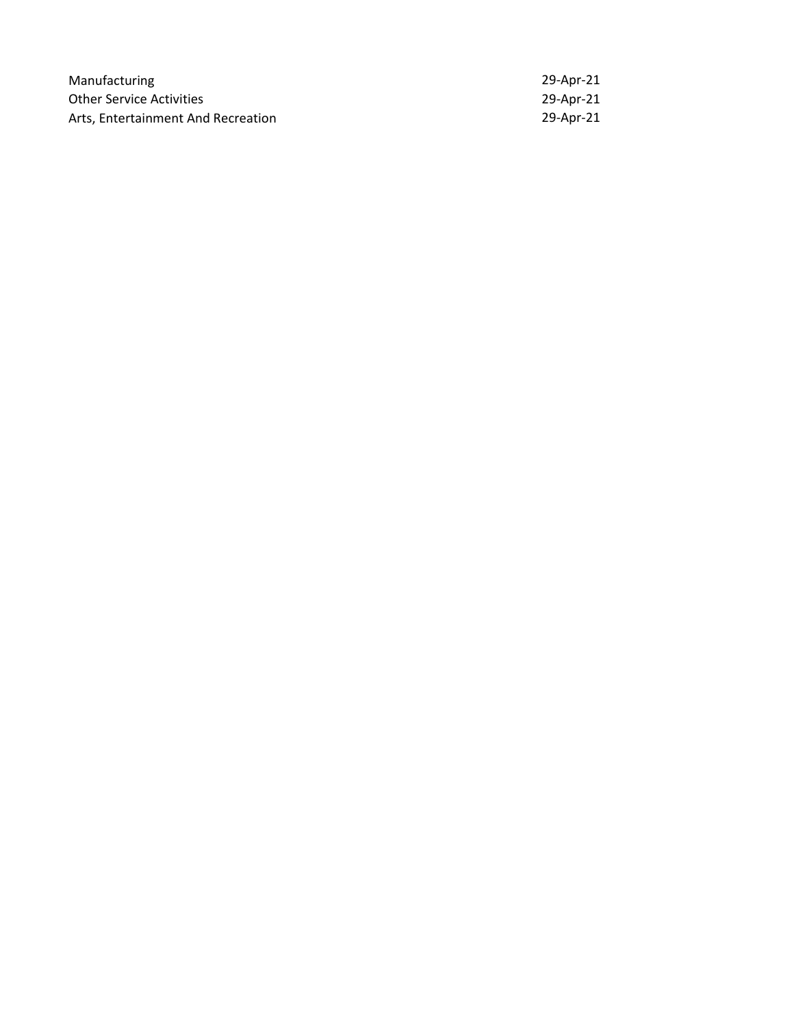| | |
|---|---|
| Manufacturing | 29-Apr-21 |
| Other Service Activities | 29-Apr-21 |
| Arts, Entertainment And Recreation | 29-Apr-21 |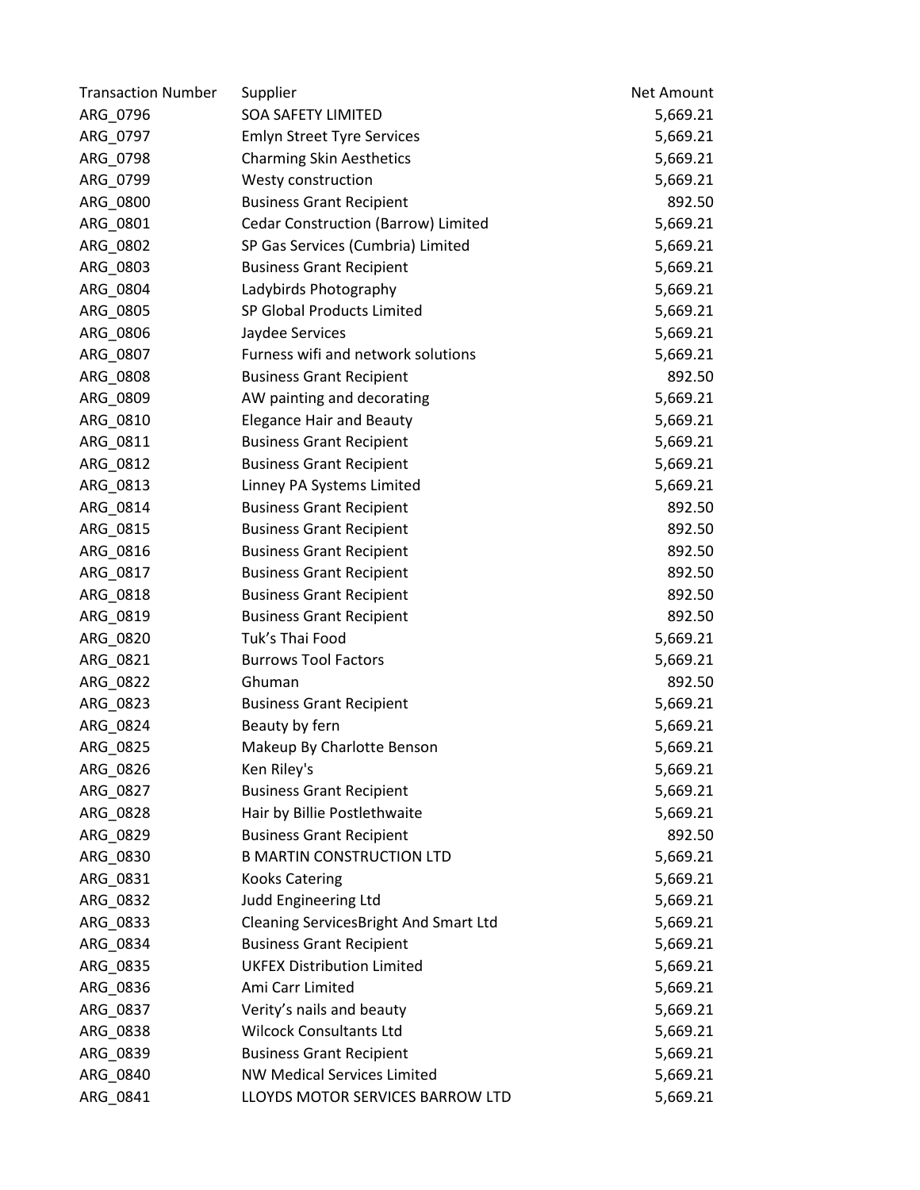| Transaction Number | Supplier | Net Amount |
|---|---|---|
| ARG_0796 | SOA SAFETY LIMITED | 5,669.21 |
| ARG_0797 | Emlyn Street Tyre Services | 5,669.21 |
| ARG_0798 | Charming Skin Aesthetics | 5,669.21 |
| ARG_0799 | Westy construction | 5,669.21 |
| ARG_0800 | Business Grant Recipient | 892.50 |
| ARG_0801 | Cedar Construction (Barrow) Limited | 5,669.21 |
| ARG_0802 | SP Gas Services (Cumbria) Limited | 5,669.21 |
| ARG_0803 | Business Grant Recipient | 5,669.21 |
| ARG_0804 | Ladybirds Photography | 5,669.21 |
| ARG_0805 | SP Global Products Limited | 5,669.21 |
| ARG_0806 | Jaydee Services | 5,669.21 |
| ARG_0807 | Furness wifi and network solutions | 5,669.21 |
| ARG_0808 | Business Grant Recipient | 892.50 |
| ARG_0809 | AW painting and decorating | 5,669.21 |
| ARG_0810 | Elegance Hair and Beauty | 5,669.21 |
| ARG_0811 | Business Grant Recipient | 5,669.21 |
| ARG_0812 | Business Grant Recipient | 5,669.21 |
| ARG_0813 | Linney PA Systems Limited | 5,669.21 |
| ARG_0814 | Business Grant Recipient | 892.50 |
| ARG_0815 | Business Grant Recipient | 892.50 |
| ARG_0816 | Business Grant Recipient | 892.50 |
| ARG_0817 | Business Grant Recipient | 892.50 |
| ARG_0818 | Business Grant Recipient | 892.50 |
| ARG_0819 | Business Grant Recipient | 892.50 |
| ARG_0820 | Tuk's Thai Food | 5,669.21 |
| ARG_0821 | Burrows Tool Factors | 5,669.21 |
| ARG_0822 | Ghuman | 892.50 |
| ARG_0823 | Business Grant Recipient | 5,669.21 |
| ARG_0824 | Beauty by fern | 5,669.21 |
| ARG_0825 | Makeup By Charlotte Benson | 5,669.21 |
| ARG_0826 | Ken Riley's | 5,669.21 |
| ARG_0827 | Business Grant Recipient | 5,669.21 |
| ARG_0828 | Hair by Billie Postlethwaite | 5,669.21 |
| ARG_0829 | Business Grant Recipient | 892.50 |
| ARG_0830 | B MARTIN CONSTRUCTION LTD | 5,669.21 |
| ARG_0831 | Kooks Catering | 5,669.21 |
| ARG_0832 | Judd Engineering Ltd | 5,669.21 |
| ARG_0833 | Cleaning ServicesBright And Smart Ltd | 5,669.21 |
| ARG_0834 | Business Grant Recipient | 5,669.21 |
| ARG_0835 | UKFEX Distribution Limited | 5,669.21 |
| ARG_0836 | Ami Carr Limited | 5,669.21 |
| ARG_0837 | Verity's nails and beauty | 5,669.21 |
| ARG_0838 | Wilcock Consultants Ltd | 5,669.21 |
| ARG_0839 | Business Grant Recipient | 5,669.21 |
| ARG_0840 | NW Medical Services Limited | 5,669.21 |
| ARG_0841 | LLOYDS MOTOR SERVICES BARROW LTD | 5,669.21 |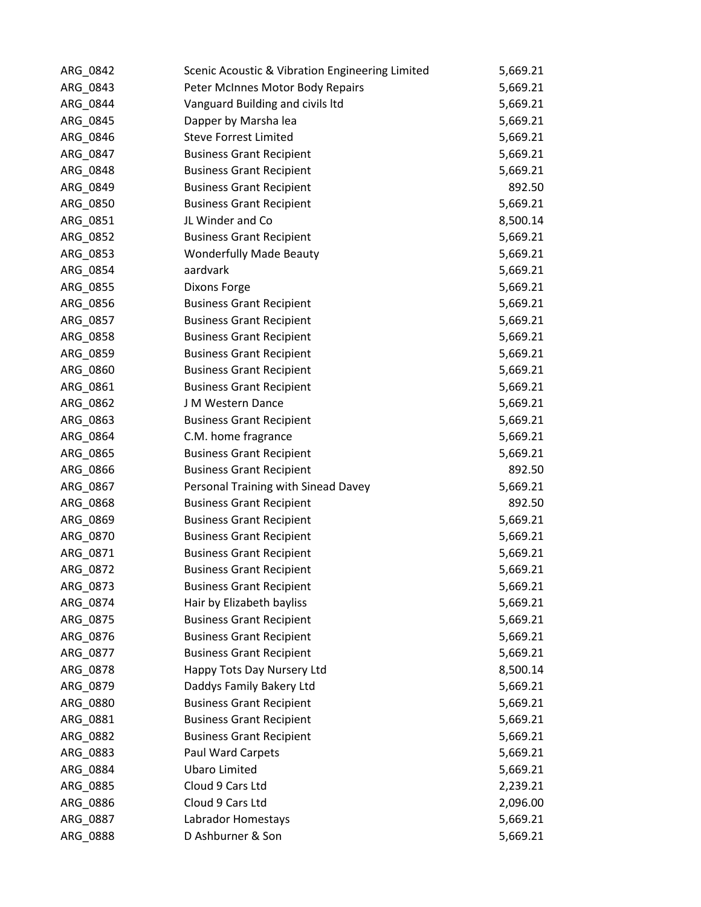| | | |
|---|---|---|
| ARG_0842 | Scenic Acoustic & Vibration Engineering Limited | 5,669.21 |
| ARG_0843 | Peter McInnes Motor Body Repairs | 5,669.21 |
| ARG_0844 | Vanguard Building and civils ltd | 5,669.21 |
| ARG_0845 | Dapper by Marsha lea | 5,669.21 |
| ARG_0846 | Steve Forrest Limited | 5,669.21 |
| ARG_0847 | Business Grant Recipient | 5,669.21 |
| ARG_0848 | Business Grant Recipient | 5,669.21 |
| ARG_0849 | Business Grant Recipient | 892.50 |
| ARG_0850 | Business Grant Recipient | 5,669.21 |
| ARG_0851 | JL Winder and Co | 8,500.14 |
| ARG_0852 | Business Grant Recipient | 5,669.21 |
| ARG_0853 | Wonderfully Made Beauty | 5,669.21 |
| ARG_0854 | aardvark | 5,669.21 |
| ARG_0855 | Dixons Forge | 5,669.21 |
| ARG_0856 | Business Grant Recipient | 5,669.21 |
| ARG_0857 | Business Grant Recipient | 5,669.21 |
| ARG_0858 | Business Grant Recipient | 5,669.21 |
| ARG_0859 | Business Grant Recipient | 5,669.21 |
| ARG_0860 | Business Grant Recipient | 5,669.21 |
| ARG_0861 | Business Grant Recipient | 5,669.21 |
| ARG_0862 | J M Western Dance | 5,669.21 |
| ARG_0863 | Business Grant Recipient | 5,669.21 |
| ARG_0864 | C.M. home fragrance | 5,669.21 |
| ARG_0865 | Business Grant Recipient | 5,669.21 |
| ARG_0866 | Business Grant Recipient | 892.50 |
| ARG_0867 | Personal Training with Sinead Davey | 5,669.21 |
| ARG_0868 | Business Grant Recipient | 892.50 |
| ARG_0869 | Business Grant Recipient | 5,669.21 |
| ARG_0870 | Business Grant Recipient | 5,669.21 |
| ARG_0871 | Business Grant Recipient | 5,669.21 |
| ARG_0872 | Business Grant Recipient | 5,669.21 |
| ARG_0873 | Business Grant Recipient | 5,669.21 |
| ARG_0874 | Hair by Elizabeth bayliss | 5,669.21 |
| ARG_0875 | Business Grant Recipient | 5,669.21 |
| ARG_0876 | Business Grant Recipient | 5,669.21 |
| ARG_0877 | Business Grant Recipient | 5,669.21 |
| ARG_0878 | Happy Tots Day Nursery Ltd | 8,500.14 |
| ARG_0879 | Daddys Family Bakery Ltd | 5,669.21 |
| ARG_0880 | Business Grant Recipient | 5,669.21 |
| ARG_0881 | Business Grant Recipient | 5,669.21 |
| ARG_0882 | Business Grant Recipient | 5,669.21 |
| ARG_0883 | Paul Ward Carpets | 5,669.21 |
| ARG_0884 | Ubaro Limited | 5,669.21 |
| ARG_0885 | Cloud 9 Cars Ltd | 2,239.21 |
| ARG_0886 | Cloud 9 Cars Ltd | 2,096.00 |
| ARG_0887 | Labrador Homestays | 5,669.21 |
| ARG_0888 | D Ashburner & Son | 5,669.21 |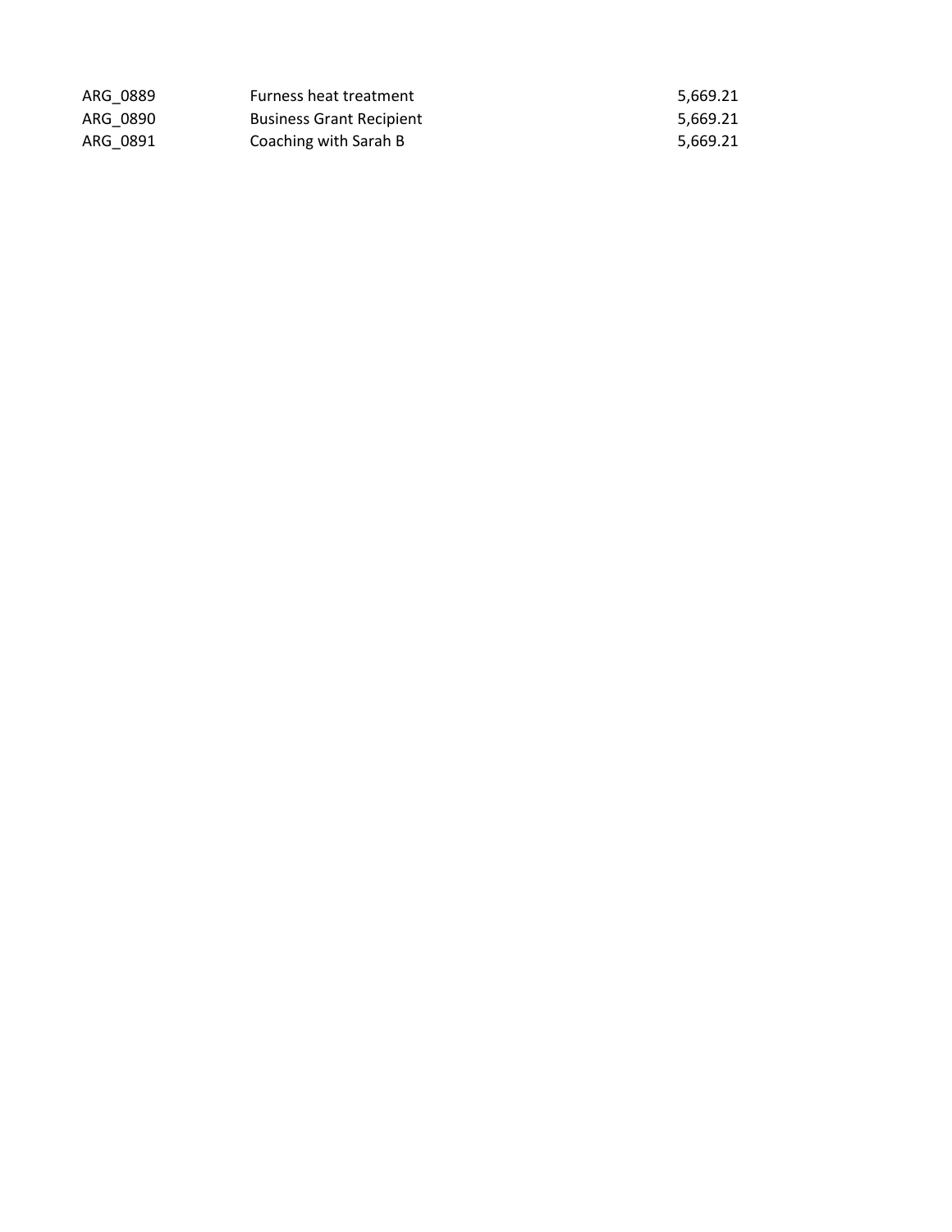| | | |
|---|---|---|
| ARG_0889 | Furness heat treatment | 5,669.21 |
| ARG_0890 | Business Grant Recipient | 5,669.21 |
| ARG_0891 | Coaching with Sarah B | 5,669.21 |